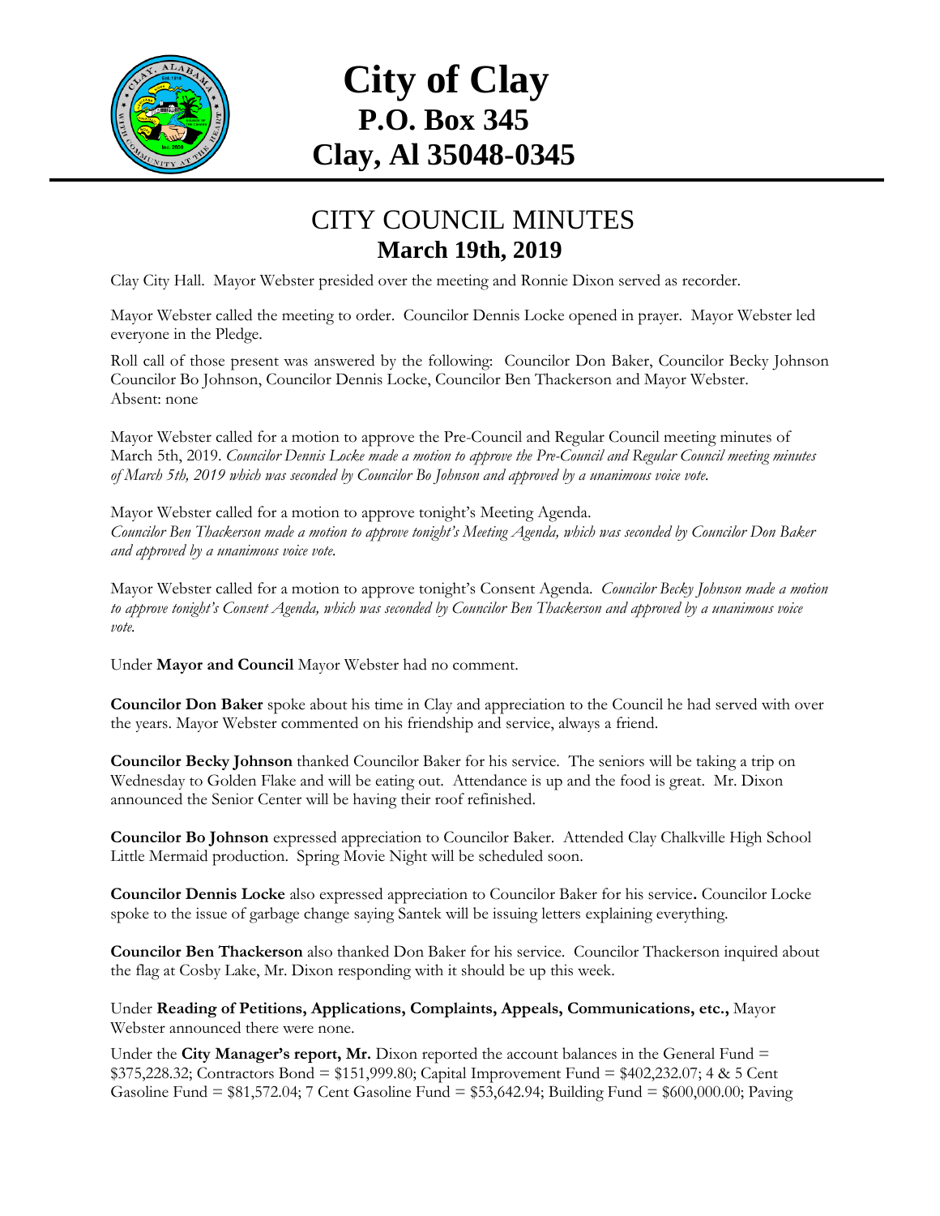# City of Clay
## P.O. Box 345
## Clay, Al 35048-0345

## CITY COUNCIL MINUTES
### March 19th, 2019

Clay City Hall. Mayor Webster presided over the meeting and Ronnie Dixon served as recorder.

Mayor Webster called the meeting to order. Councilor Dennis Locke opened in prayer. Mayor Webster led everyone in the Pledge.

Roll call of those present was answered by the following: Councilor Don Baker, Councilor Becky Johnson Councilor Bo Johnson, Councilor Dennis Locke, Councilor Ben Thackerson and Mayor Webster. Absent: none

Mayor Webster called for a motion to approve the Pre-Council and Regular Council meeting minutes of March 5th, 2019. *Councilor Dennis Locke made a motion to approve the Pre-Council and Regular Council meeting minutes of March 5th, 2019 which was seconded by Councilor Bo Johnson and approved by a unanimous voice vote.*

Mayor Webster called for a motion to approve tonight's Meeting Agenda.
*Councilor Ben Thackerson made a motion to approve tonight's Meeting Agenda, which was seconded by Councilor Don Baker and approved by a unanimous voice vote.*

Mayor Webster called for a motion to approve tonight's Consent Agenda. *Councilor Becky Johnson made a motion to approve tonight's Consent Agenda, which was seconded by Councilor Ben Thackerson and approved by a unanimous voice vote.*

Under **Mayor and Council** Mayor Webster had no comment.

**Councilor Don Baker** spoke about his time in Clay and appreciation to the Council he had served with over the years. Mayor Webster commented on his friendship and service, always a friend.

**Councilor Becky Johnson** thanked Councilor Baker for his service. The seniors will be taking a trip on Wednesday to Golden Flake and will be eating out. Attendance is up and the food is great. Mr. Dixon announced the Senior Center will be having their roof refinished.

**Councilor Bo Johnson** expressed appreciation to Councilor Baker. Attended Clay Chalkville High School Little Mermaid production. Spring Movie Night will be scheduled soon.

**Councilor Dennis Locke** also expressed appreciation to Councilor Baker for his service**.** Councilor Locke spoke to the issue of garbage change saying Santek will be issuing letters explaining everything.

**Councilor Ben Thackerson** also thanked Don Baker for his service. Councilor Thackerson inquired about the flag at Cosby Lake, Mr. Dixon responding with it should be up this week.

Under **Reading of Petitions, Applications, Complaints, Appeals, Communications, etc.,** Mayor Webster announced there were none.

Under the **City Manager's report, Mr.** Dixon reported the account balances in the General Fund = $375,228.32; Contractors Bond = $151,999.80; Capital Improvement Fund = $402,232.07; 4 & 5 Cent Gasoline Fund = $81,572.04; 7 Cent Gasoline Fund = $53,642.94; Building Fund = $600,000.00; Paving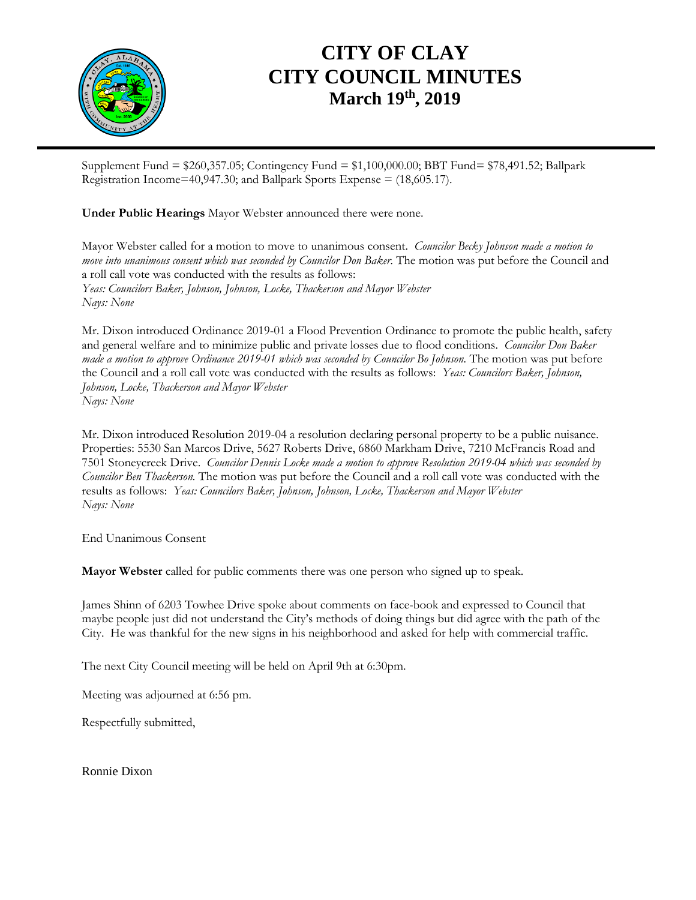# CITY OF CLAY
# CITY COUNCIL MINUTES
## March 19th, 2019

Supplement Fund = $260,357.05; Contingency Fund = $1,100,000.00; BBT Fund= $78,491.52; Ballpark Registration Income=40,947.30; and Ballpark Sports Expense = (18,605.17).

**Under Public Hearings** Mayor Webster announced there were none.

Mayor Webster called for a motion to move to unanimous consent. *Councilor Becky Johnson made a motion to move into unanimous consent which was seconded by Councilor Don Baker.* The motion was put before the Council and a roll call vote was conducted with the results as follows:
*Yeas: Councilors Baker, Johnson, Johnson, Locke, Thackerson and Mayor Webster*
*Nays: None*

Mr. Dixon introduced Ordinance 2019-01 a Flood Prevention Ordinance to promote the public health, safety and general welfare and to minimize public and private losses due to flood conditions. *Councilor Don Baker made a motion to approve Ordinance 2019-01 which was seconded by Councilor Bo Johnson.* The motion was put before the Council and a roll call vote was conducted with the results as follows: *Yeas: Councilors Baker, Johnson, Johnson, Locke, Thackerson and Mayor Webster*
*Nays: None*

Mr. Dixon introduced Resolution 2019-04 a resolution declaring personal property to be a public nuisance. Properties: 5530 San Marcos Drive, 5627 Roberts Drive, 6860 Markham Drive, 7210 McFrancis Road and 7501 Stoneycreek Drive. *Councilor Dennis Locke made a motion to approve Resolution 2019-04 which was seconded by Councilor Ben Thackerson.* The motion was put before the Council and a roll call vote was conducted with the results as follows: *Yeas: Councilors Baker, Johnson, Johnson, Locke, Thackerson and Mayor Webster*
*Nays: None*

End Unanimous Consent

**Mayor Webster** called for public comments there was one person who signed up to speak.

James Shinn of 6203 Towhee Drive spoke about comments on face-book and expressed to Council that maybe people just did not understand the City's methods of doing things but did agree with the path of the City. He was thankful for the new signs in his neighborhood and asked for help with commercial traffic.

The next City Council meeting will be held on April 9th at 6:30pm.

Meeting was adjourned at 6:56 pm.

Respectfully submitted,

Ronnie Dixon